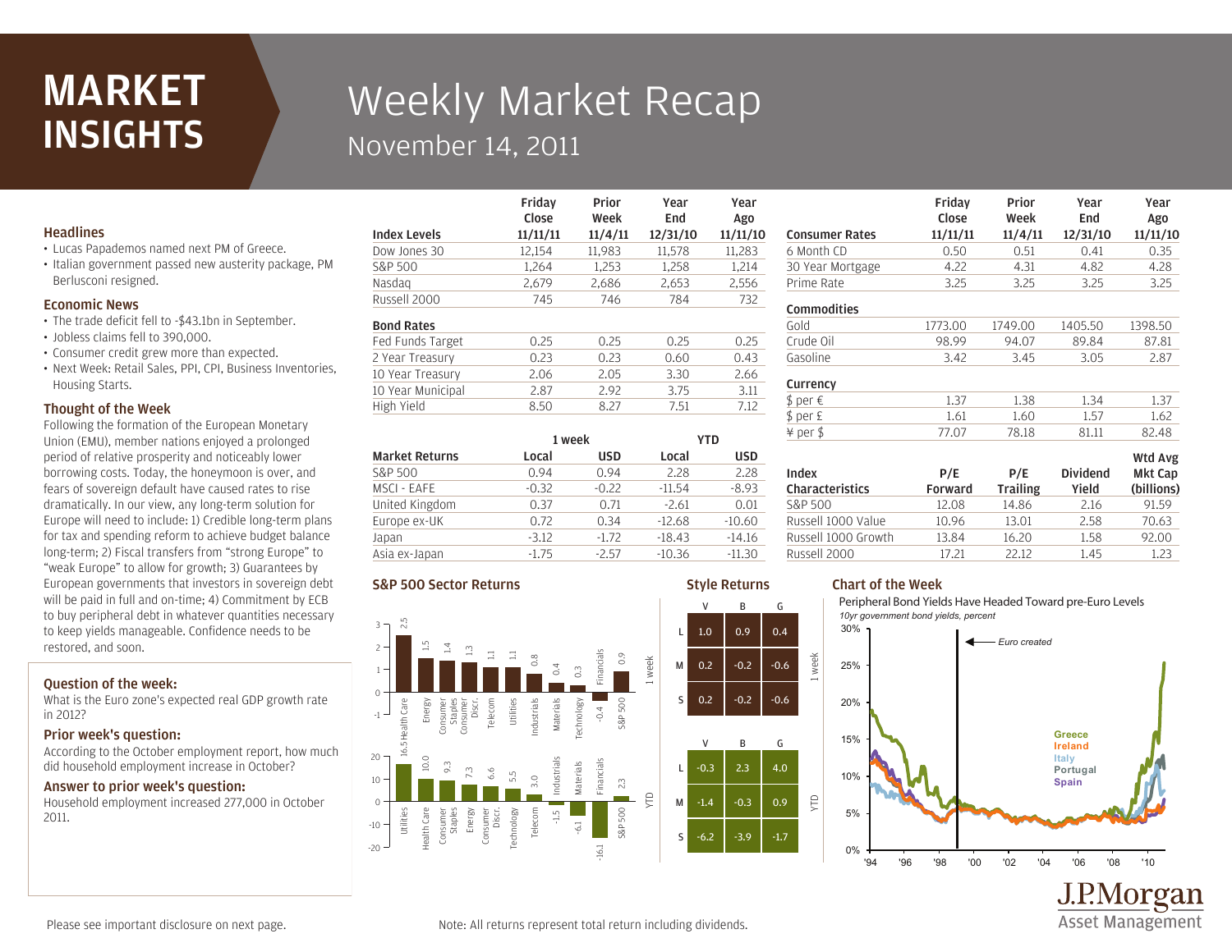# MARKET INSIGHTS

# Weekly Market Recap

## November 14, 2011

### Headlines

- Lucas Papademos named next PM of Greece.
- Italian government passed new austerity package, PM Berlusconi resigned.

### Economic News

- The trade deficit fell to -$43.1bn in September.
- Jobless claims fell to 390,000.
- Consumer credit grew more than expected.
- Next Week: Retail Sales, PPI, CPI, Business Inventories, Housing Starts.

### Thought of the Week

Following the formation of the European Monetary Union (EMU), member nations enjoyed a prolonged period of relative prosperity and noticeably lower borrowing costs. Today, the honeymoon is over, and fears of sovereign default have caused rates to rise dramatically. In our view, any long-term solution for Europe will need to include: 1) Credible long-term plans for tax and spending reform to achieve budget balance long-term; 2) Fiscal transfers from "strong Europe" to "weak Europe" to allow for growth; 3) Guarantees by European governments that investors in sovereign debt will be paid in full and on-time; 4) Commitment by ECB to buy peripheral debt in whatever quantities necessary to keep yields manageable. Confidence needs to be restored, and soon.

### Question of the week:

What is the Euro zone's expected real GDP growth rate in 2012?

### Prior week's question:

According to the October employment report, how much did household employment increase in October?

### Answer to prior week's question:

Household employment increased 277,000 in October 2011.

| Index Levels | Friday Close 11/11/11 | Prior Week 11/4/11 | Year End 12/31/10 | Year Ago 11/11/10 |
|---|---|---|---|---|
| Dow Jones 30 | 12,154 | 11,983 | 11,578 | 11,283 |
| S&P 500 | 1,264 | 1,253 | 1,258 | 1,214 |
| Nasdaq | 2,679 | 2,686 | 2,653 | 2,556 |
| Russell 2000 | 745 | 746 | 784 | 732 |
| **Bond Rates** | | | | |
| Fed Funds Target | 0.25 | 0.25 | 0.25 | 0.25 |
| 2 Year Treasury | 0.23 | 0.23 | 0.60 | 0.43 |
| 10 Year Treasury | 2.06 | 2.05 | 3.30 | 2.66 |
| 10 Year Municipal | 2.87 | 2.92 | 3.75 | 3.11 |
| High Yield | 8.50 | 8.27 | 7.51 | 7.12 |

| | 1 week | | YTD | |
|---|---|---|---|---|
| **Market Returns** | **Local** | **USD** | **Local** | **USD** |
| S&P 500 | 0.94 | 0.94 | 2.28 | 2.28 |
| MSCI - EAFE | -0.32 | -0.22 | -11.54 | -8.93 |
| United Kingdom | 0.37 | 0.71 | -2.61 | 0.01 |
| Europe ex-UK | 0.72 | 0.34 | -12.68 | -10.60 |
| Japan | -3.12 | -1.72 | -18.43 | -14.16 |
| Asia ex-Japan | -1.75 | -2.57 | -10.36 | -11.30 |

| Consumer Rates | Friday Close 11/11/11 | Prior Week 11/4/11 | Year End 12/31/10 | Year Ago 11/11/10 |
|---|---|---|---|---|
| 6 Month CD | 0.50 | 0.51 | 0.41 | 0.35 |
| 30 Year Mortgage | 4.22 | 4.31 | 4.82 | 4.28 |
| Prime Rate | 3.25 | 3.25 | 3.25 | 3.25 |
| **Commodities** | | | | |
| Gold | 1773.00 | 1749.00 | 1405.50 | 1398.50 |
| Crude Oil | 98.99 | 94.07 | 89.84 | 87.81 |
| Gasoline | 3.42 | 3.45 | 3.05 | 2.87 |
| **Currency** | | | | |
| $ per € | 1.37 | 1.38 | 1.34 | 1.37 |
| $ per £ | 1.61 | 1.60 | 1.57 | 1.62 |
| ¥ per $ | 77.07 | 78.18 | 81.11 | 82.48 |

| Index Characteristics | P/E Forward | P/E Trailing | Dividend Yield | Wtd Avg Mkt Cap (billions) |
|---|---|---|---|---|
| S&P 500 | 12.08 | 14.86 | 2.16 | 91.59 |
| Russell 1000 Value | 10.96 | 13.01 | 2.58 | 70.63 |
| Russell 1000 Growth | 13.84 | 16.20 | 1.58 | 92.00 |
| Russell 2000 | 17.21 | 22.12 | 1.45 | 1.23 |

### S&P 500 Sector Returns

**1 week**

| Sector | Return |
|---|---|
| Health Care | 2.5 |
| Energy | 1.5 |
| Consumer Staples | 1.4 |
| Consumer Discr. | 1.3 |
| Telecom | 1.1 |
| Utilities | 1.1 |
| Industrials | 0.8 |
| Materials | 0.4 |
| Technology | 0.3 |
| Financials | -0.4 |
| S&P 500 | 0.9 |

**YTD**

| Sector | Return |
|---|---|
| Utilities | 16.5 |
| Health Care | 10.0 |
| Consumer Staples | 9.3 |
| Energy | 7.3 |
| Consumer Discr. | 6.6 |
| Technology | 5.5 |
| Telecom | 3.0 |
| Industrials | -1.5 |
| Materials | -6.1 |
| Financials | -16.1 |
| S&P 500 | 2.3 |

### Style Returns

**1 week**

| | V | B | G |
|---|---|---|---|
| L | 1.0 | 0.9 | 0.4 |
| M | 0.2 | -0.2 | -0.6 |
| S | 0.2 | -0.2 | -0.6 |

**YTD**

| | V | B | G |
|---|---|---|---|
| L | -0.3 | 2.3 | 4.0 |
| M | -1.4 | -0.3 | 0.9 |
| S | -6.2 | -3.9 | -1.7 |

### Chart of the Week

Peripheral Bond Yields Have Headed Toward pre-Euro Levels

*10yr government bond yields, percent*

Series: Greece, Ireland, Italy, Portugal, Spain. Annotation: Euro created. Y-axis: 0%–30%; X-axis: '94–'10.

Please see important disclosure on next page.

Note: All returns represent total return including dividends.

J.P.Morgan Asset Management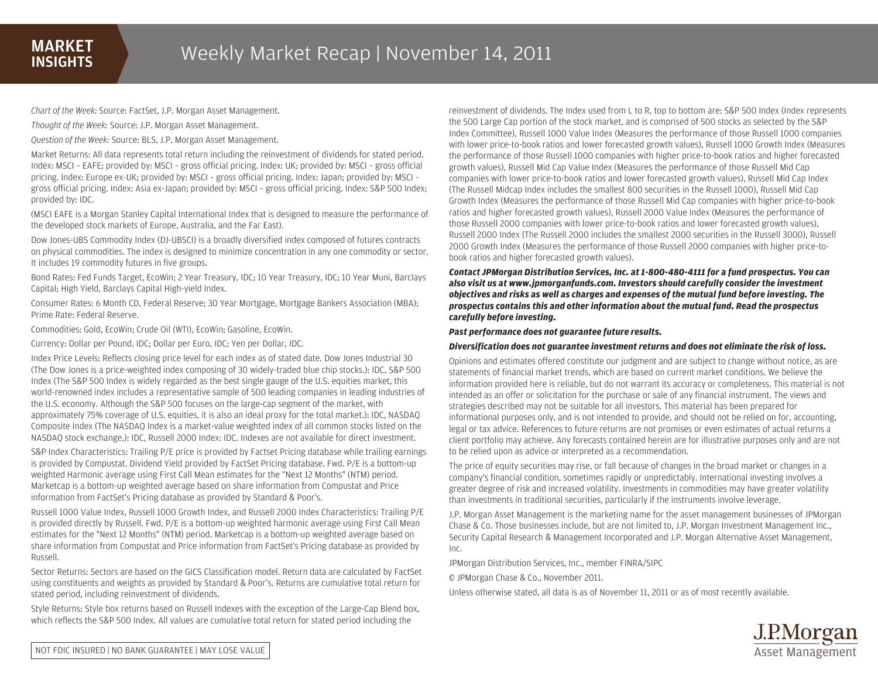# MARKET INSIGHTS

# Weekly Market Recap | November 14, 2011

*Chart of the Week:* Source: FactSet, J.P. Morgan Asset Management.

*Thought of the Week:* Source: J.P. Morgan Asset Management.

*Question of the Week:* Source: BLS, J.P. Morgan Asset Management.

Market Returns: All data represents total return including the reinvestment of dividends for stated period. Index: MSCI – EAFE; provided by: MSCI – gross official pricing. Index: UK; provided by: MSCI – gross official pricing. Index: Europe ex-UK; provided by: MSCI – gross official pricing. Index: Japan; provided by: MSCI – gross official pricing. Index: Asia ex-Japan; provided by: MSCI – gross official pricing. Index: S&P 500 Index; provided by: IDC.

(MSCI EAFE is a Morgan Stanley Capital International Index that is designed to measure the performance of the developed stock markets of Europe, Australia, and the Far East).

Dow Jones-UBS Commodity Index (DJ-UBSCI) is a broadly diversified index composed of futures contracts on physical commodities. The index is designed to minimize concentration in any one commodity or sector. It includes 19 commodity futures in five groups.

Bond Rates: Fed Funds Target, EcoWin; 2 Year Treasury, IDC; 10 Year Treasury, IDC; 10 Year Muni, Barclays Capital; High Yield, Barclays Capital High-yield Index.

Consumer Rates: 6 Month CD, Federal Reserve; 30 Year Mortgage, Mortgage Bankers Association (MBA); Prime Rate: Federal Reserve.

Commodities: Gold, EcoWin; Crude Oil (WTI), EcoWin; Gasoline, EcoWin.

Currency: Dollar per Pound, IDC; Dollar per Euro, IDC; Yen per Dollar, IDC.

Index Price Levels: Reflects closing price level for each index as of stated date. Dow Jones Industrial 30 (The Dow Jones is a price-weighted index composing of 30 widely-traded blue chip stocks.): IDC, S&P 500 Index (The S&P 500 Index is widely regarded as the best single gauge of the U.S. equities market, this world-renowned index includes a representative sample of 500 leading companies in leading industries of the U.S. economy. Although the S&P 500 focuses on the large-cap segment of the market, with approximately 75% coverage of U.S. equities, it is also an ideal proxy for the total market.): IDC, NASDAQ Composite Index (The NASDAQ Index is a market-value weighted index of all common stocks listed on the NASDAQ stock exchange.): IDC, Russell 2000 Index: IDC. Indexes are not available for direct investment.

S&P Index Characteristics: Trailing P/E price is provided by Factset Pricing database while trailing earnings is provided by Compustat. Dividend Yield provided by FactSet Pricing database. Fwd. P/E is a bottom-up weighted Harmonic average using First Call Mean estimates for the "Next 12 Months" (NTM) period. Marketcap is a bottom-up weighted average based on share information from Compustat and Price information from FactSet's Pricing database as provided by Standard & Poor's.

Russell 1000 Value Index, Russell 1000 Growth Index, and Russell 2000 Index Characteristics: Trailing P/E is provided directly by Russell. Fwd. P/E is a bottom-up weighted harmonic average using First Call Mean estimates for the "Next 12 Months" (NTM) period. Marketcap is a bottom-up weighted average based on share information from Compustat and Price information from FactSet's Pricing database as provided by Russell.

Sector Returns: Sectors are based on the GICS Classification model. Return data are calculated by FactSet using constituents and weights as provided by Standard & Poor's. Returns are cumulative total return for stated period, including reinvestment of dividends.

Style Returns: Style box returns based on Russell Indexes with the exception of the Large-Cap Blend box, which reflects the S&P 500 Index. All values are cumulative total return for stated period including the reinvestment of dividends. The Index used from L to R, top to bottom are: S&P 500 Index (Index represents the 500 Large Cap portion of the stock market, and is comprised of 500 stocks as selected by the S&P Index Committee), Russell 1000 Value Index (Measures the performance of those Russell 1000 companies with lower price-to-book ratios and lower forecasted growth values), Russell 1000 Growth Index (Measures the performance of those Russell 1000 companies with higher price-to-book ratios and higher forecasted growth values), Russell Mid Cap Value Index (Measures the performance of those Russell Mid Cap companies with lower price-to-book ratios and lower forecasted growth values), Russell Mid Cap Index (The Russell Midcap Index includes the smallest 800 securities in the Russell 1000), Russell Mid Cap Growth Index (Measures the performance of those Russell Mid Cap companies with higher price-to-book ratios and higher forecasted growth values), Russell 2000 Value Index (Measures the performance of those Russell 2000 companies with lower price-to-book ratios and lower forecasted growth values), Russell 2000 Index (The Russell 2000 includes the smallest 2000 securities in the Russell 3000), Russell 2000 Growth Index (Measures the performance of those Russell 2000 companies with higher price-to-book ratios and higher forecasted growth values).

***Contact JPMorgan Distribution Services, Inc. at 1-800-480-4111 for a fund prospectus. You can also visit us at www.jpmorganfunds.com. Investors should carefully consider the investment objectives and risks as well as charges and expenses of the mutual fund before investing. The prospectus contains this and other information about the mutual fund. Read the prospectus carefully before investing.***

***Past performance does not guarantee future results.***

***Diversification does not guarantee investment returns and does not eliminate the risk of loss.***

Opinions and estimates offered constitute our judgment and are subject to change without notice, as are statements of financial market trends, which are based on current market conditions. We believe the information provided here is reliable, but do not warrant its accuracy or completeness. This material is not intended as an offer or solicitation for the purchase or sale of any financial instrument. The views and strategies described may not be suitable for all investors. This material has been prepared for informational purposes only, and is not intended to provide, and should not be relied on for, accounting, legal or tax advice. References to future returns are not promises or even estimates of actual returns a client portfolio may achieve. Any forecasts contained herein are for illustrative purposes only and are not to be relied upon as advice or interpreted as a recommendation.

The price of equity securities may rise, or fall because of changes in the broad market or changes in a company's financial condition, sometimes rapidly or unpredictably. International investing involves a greater degree of risk and increased volatility. Investments in commodities may have greater volatility than investments in traditional securities, particularly if the instruments involve leverage.

J.P. Morgan Asset Management is the marketing name for the asset management businesses of JPMorgan Chase & Co. Those businesses include, but are not limited to, J.P. Morgan Investment Management Inc., Security Capital Research & Management Incorporated and J.P. Morgan Alternative Asset Management, Inc.

JPMorgan Distribution Services, Inc., member FINRA/SIPC

© JPMorgan Chase & Co., November 2011.

Unless otherwise stated, all data is as of November 11, 2011 or as of most recently available.

NOT FDIC INSURED | NO BANK GUARANTEE | MAY LOSE VALUE

J.P.Morgan Asset Management